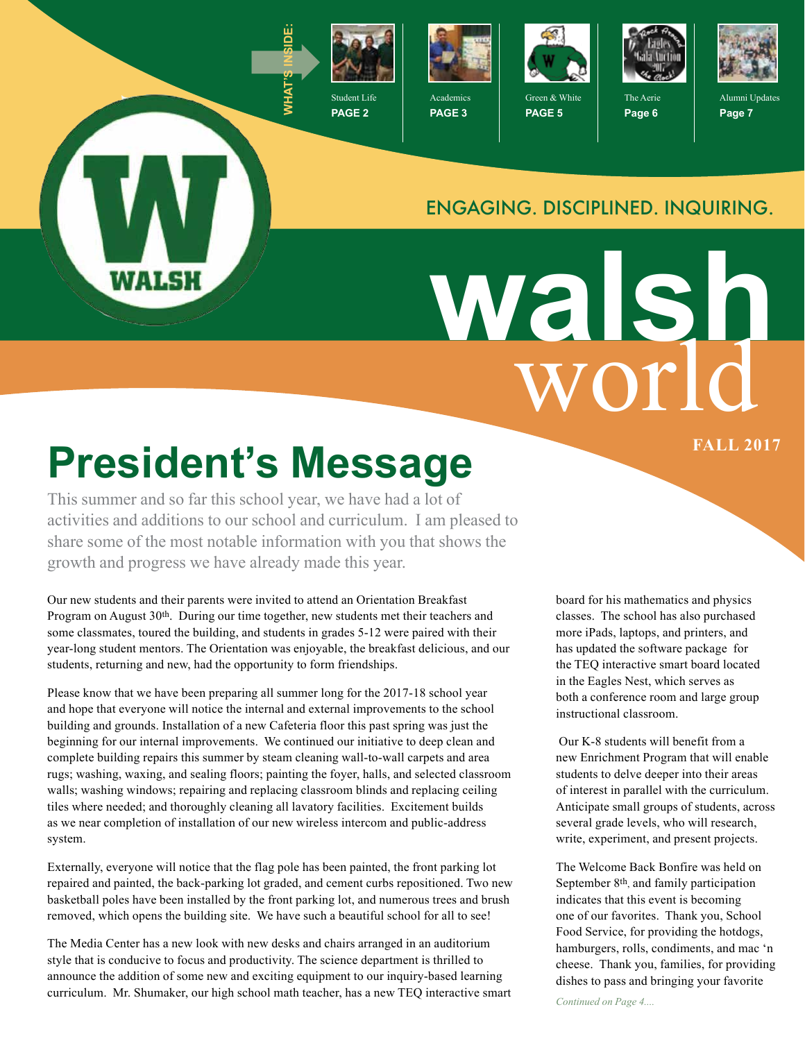WHAT'S INSIDE:

Student Life
**PAGE 2**

Academics
**PAGE 3**

Green & White
**PAGE 5**

The Aerie
**Page 6**

Alumni Updates
**Page 7**

ENGAGING. DISCIPLINED. INQUIRING.

# walsh world

**FALL 2017**

# President's Message

This summer and so far this school year, we have had a lot of activities and additions to our school and curriculum. I am pleased to share some of the most notable information with you that shows the growth and progress we have already made this year.

Our new students and their parents were invited to attend an Orientation Breakfast Program on August 30th. During our time together, new students met their teachers and some classmates, toured the building, and students in grades 5-12 were paired with their year-long student mentors. The Orientation was enjoyable, the breakfast delicious, and our students, returning and new, had the opportunity to form friendships.

Please know that we have been preparing all summer long for the 2017-18 school year and hope that everyone will notice the internal and external improvements to the school building and grounds. Installation of a new Cafeteria floor this past spring was just the beginning for our internal improvements. We continued our initiative to deep clean and complete building repairs this summer by steam cleaning wall-to-wall carpets and area rugs; washing, waxing, and sealing floors; painting the foyer, halls, and selected classroom walls; washing windows; repairing and replacing classroom blinds and replacing ceiling tiles where needed; and thoroughly cleaning all lavatory facilities. Excitement builds as we near completion of installation of our new wireless intercom and public-address system.

Externally, everyone will notice that the flag pole has been painted, the front parking lot repaired and painted, the back-parking lot graded, and cement curbs repositioned. Two new basketball poles have been installed by the front parking lot, and numerous trees and brush removed, which opens the building site. We have such a beautiful school for all to see!

The Media Center has a new look with new desks and chairs arranged in an auditorium style that is conducive to focus and productivity. The science department is thrilled to announce the addition of some new and exciting equipment to our inquiry-based learning curriculum. Mr. Shumaker, our high school math teacher, has a new TEQ interactive smart board for his mathematics and physics classes. The school has also purchased more iPads, laptops, and printers, and has updated the software package for the TEQ interactive smart board located in the Eagles Nest, which serves as both a conference room and large group instructional classroom.

Our K-8 students will benefit from a new Enrichment Program that will enable students to delve deeper into their areas of interest in parallel with the curriculum. Anticipate small groups of students, across several grade levels, who will research, write, experiment, and present projects.

The Welcome Back Bonfire was held on September 8th, and family participation indicates that this event is becoming one of our favorites. Thank you, School Food Service, for providing the hotdogs, hamburgers, rolls, condiments, and mac 'n cheese. Thank you, families, for providing dishes to pass and bringing your favorite

*Continued on Page 4....*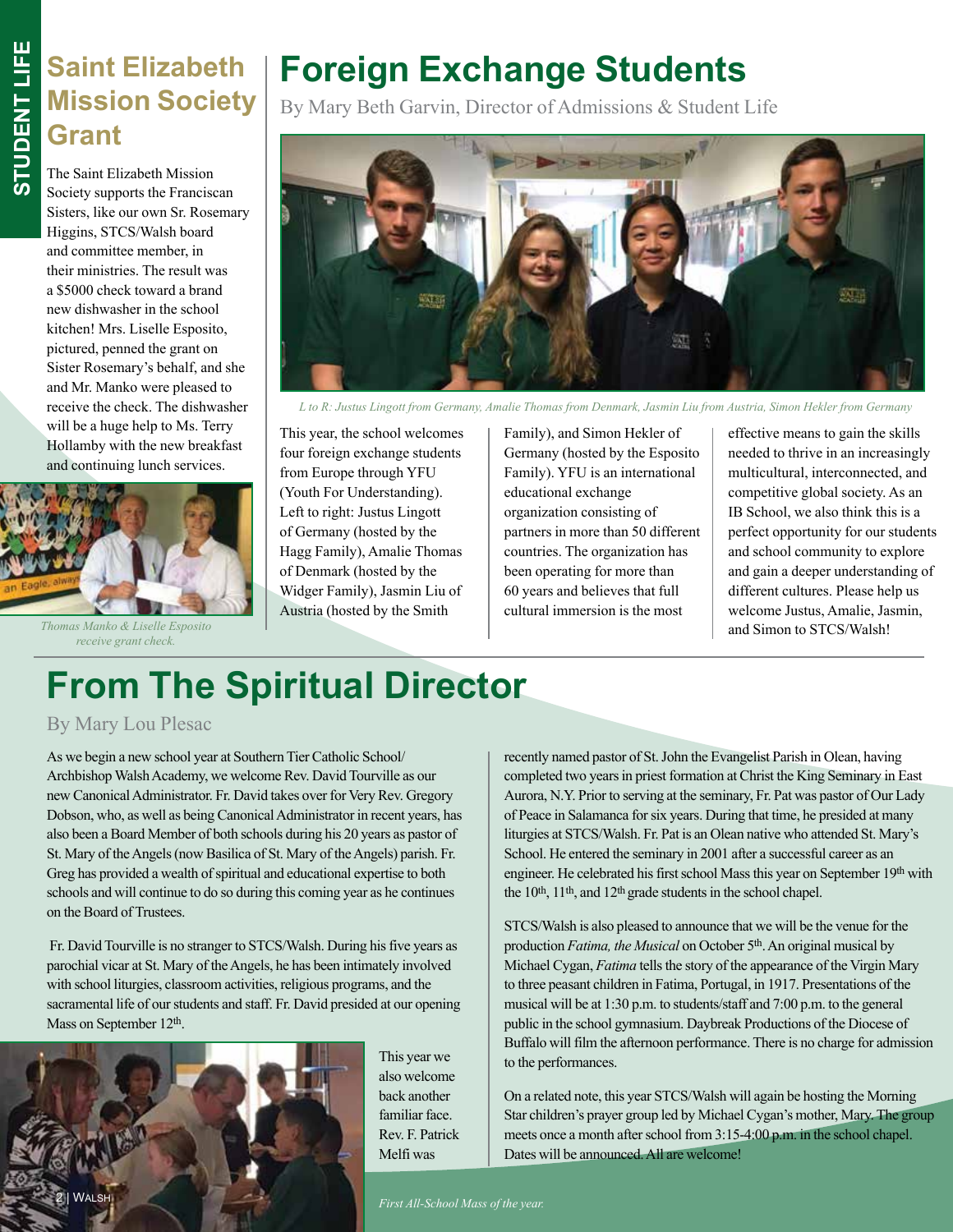## Saint Elizabeth Mission Society Grant

The Saint Elizabeth Mission Society supports the Franciscan Sisters, like our own Sr. Rosemary Higgins, STCS/Walsh board and committee member, in their ministries. The result was a $5000 check toward a brand new dishwasher in the school kitchen! Mrs. Liselle Esposito, pictured, penned the grant on Sister Rosemary's behalf, and she and Mr. Manko were pleased to receive the check. The dishwasher will be a huge help to Ms. Terry Hollamby with the new breakfast and continuing lunch services.

*Thomas Manko & Liselle Esposito receive grant check.*

# Foreign Exchange Students

By Mary Beth Garvin, Director of Admissions & Student Life

*L to R: Justus Lingott from Germany, Amalie Thomas from Denmark, Jasmin Liu from Austria, Simon Hekler from Germany*

This year, the school welcomes four foreign exchange students from Europe through YFU (Youth For Understanding). Left to right: Justus Lingott of Germany (hosted by the Hagg Family), Amalie Thomas of Denmark (hosted by the Widger Family), Jasmin Liu of Austria (hosted by the Smith Family), and Simon Hekler of Germany (hosted by the Esposito Family). YFU is an international educational exchange organization consisting of partners in more than 50 different countries. The organization has been operating for more than 60 years and believes that full cultural immersion is the most effective means to gain the skills needed to thrive in an increasingly multicultural, interconnected, and competitive global society. As an IB School, we also think this is a perfect opportunity for our students and school community to explore and gain a deeper understanding of different cultures. Please help us welcome Justus, Amalie, Jasmin, and Simon to STCS/Walsh!

# From The Spiritual Director

By Mary Lou Plesac

As we begin a new school year at Southern Tier Catholic School/ Archbishop Walsh Academy, we welcome Rev. David Tourville as our new Canonical Administrator. Fr. David takes over for Very Rev. Gregory Dobson, who, as well as being Canonical Administrator in recent years, has also been a Board Member of both schools during his 20 years as pastor of St. Mary of the Angels (now Basilica of St. Mary of the Angels) parish. Fr. Greg has provided a wealth of spiritual and educational expertise to both schools and will continue to do so during this coming year as he continues on the Board of Trustees.

Fr. David Tourville is no stranger to STCS/Walsh. During his five years as parochial vicar at St. Mary of the Angels, he has been intimately involved with school liturgies, classroom activities, religious programs, and the sacramental life of our students and staff. Fr. David presided at our opening Mass on September 12th.

This year we also welcome back another familiar face. Rev. F. Patrick Melfi was recently named pastor of St. John the Evangelist Parish in Olean, having completed two years in priest formation at Christ the King Seminary in East Aurora, N.Y. Prior to serving at the seminary, Fr. Pat was pastor of Our Lady of Peace in Salamanca for six years. During that time, he presided at many liturgies at STCS/Walsh. Fr. Pat is an Olean native who attended St. Mary's School. He entered the seminary in 2001 after a successful career as an engineer. He celebrated his first school Mass this year on September 19th with the 10th, 11th, and 12th grade students in the school chapel.

*First All-School Mass of the year.*

STCS/Walsh is also pleased to announce that we will be the venue for the production *Fatima, the Musical* on October 5th. An original musical by Michael Cygan, *Fatima* tells the story of the appearance of the Virgin Mary to three peasant children in Fatima, Portugal, in 1917. Presentations of the musical will be at 1:30 p.m. to students/staff and 7:00 p.m. to the general public in the school gymnasium. Daybreak Productions of the Diocese of Buffalo will film the afternoon performance. There is no charge for admission to the performances.

On a related note, this year STCS/Walsh will again be hosting the Morning Star children's prayer group led by Michael Cygan's mother, Mary. The group meets once a month after school from 3:15-4:00 p.m. in the school chapel. Dates will be announced. All are welcome!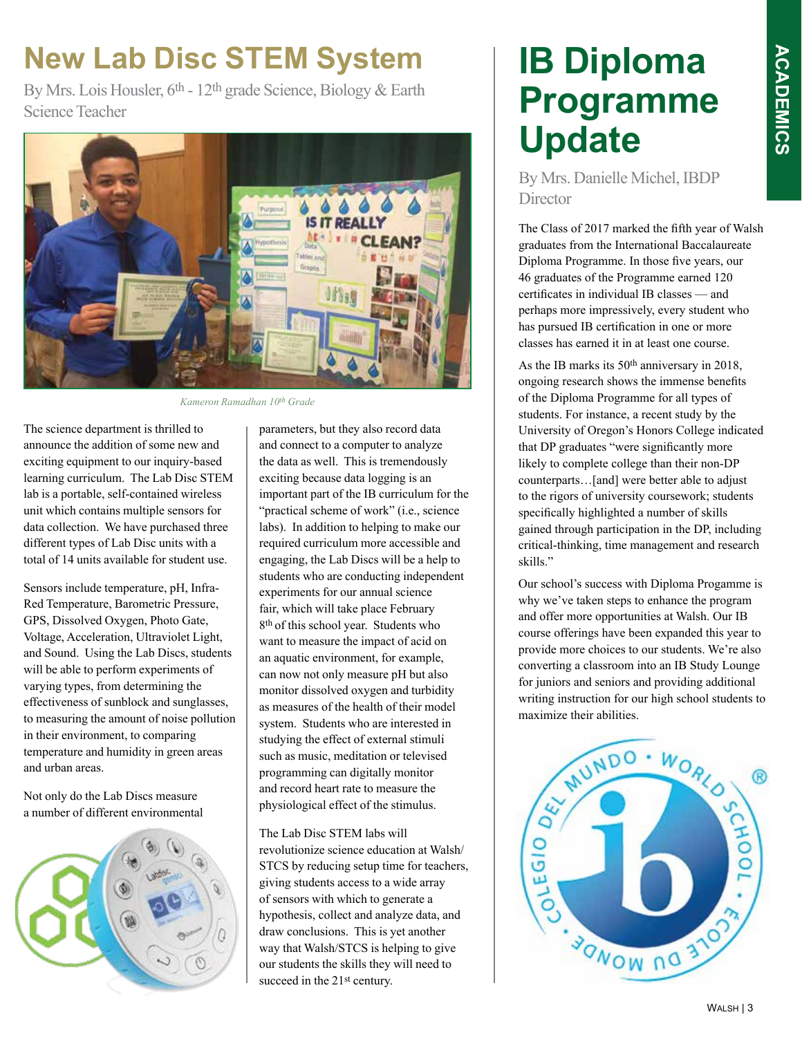# New Lab Disc STEM System

By Mrs. Lois Housler, 6th - 12th grade Science, Biology & Earth Science Teacher

*Kameron Ramadhan 10th Grade*

The science department is thrilled to announce the addition of some new and exciting equipment to our inquiry-based learning curriculum. The Lab Disc STEM lab is a portable, self-contained wireless unit which contains multiple sensors for data collection. We have purchased three different types of Lab Disc units with a total of 14 units available for student use.

Sensors include temperature, pH, Infra-Red Temperature, Barometric Pressure, GPS, Dissolved Oxygen, Photo Gate, Voltage, Acceleration, Ultraviolet Light, and Sound. Using the Lab Discs, students will be able to perform experiments of varying types, from determining the effectiveness of sunblock and sunglasses, to measuring the amount of noise pollution in their environment, to comparing temperature and humidity in green areas and urban areas.

Not only do the Lab Discs measure a number of different environmental parameters, but they also record data and connect to a computer to analyze the data as well. This is tremendously exciting because data logging is an important part of the IB curriculum for the "practical scheme of work" (i.e., science labs). In addition to helping to make our required curriculum more accessible and engaging, the Lab Discs will be a help to students who are conducting independent experiments for our annual science fair, which will take place February 8th of this school year. Students who want to measure the impact of acid on an aquatic environment, for example, can now not only measure pH but also monitor dissolved oxygen and turbidity as measures of the health of their model system. Students who are interested in studying the effect of external stimuli such as music, meditation or televised programming can digitally monitor and record heart rate to measure the physiological effect of the stimulus.

The Lab Disc STEM labs will revolutionize science education at Walsh/STCS by reducing setup time for teachers, giving students access to a wide array of sensors with which to generate a hypothesis, collect and analyze data, and draw conclusions. This is yet another way that Walsh/STCS is helping to give our students the skills they will need to succeed in the 21st century.

# IB Diploma Programme Update

By Mrs. Danielle Michel, IBDP Director

The Class of 2017 marked the fifth year of Walsh graduates from the International Baccalaureate Diploma Programme. In those five years, our 46 graduates of the Programme earned 120 certificates in individual IB classes — and perhaps more impressively, every student who has pursued IB certification in one or more classes has earned it in at least one course.

As the IB marks its 50th anniversary in 2018, ongoing research shows the immense benefits of the Diploma Programme for all types of students. For instance, a recent study by the University of Oregon's Honors College indicated that DP graduates "were significantly more likely to complete college than their non-DP counterparts…[and] were better able to adjust to the rigors of university coursework; students specifically highlighted a number of skills gained through participation in the DP, including critical-thinking, time management and research skills."

Our school's success with Diploma Progamme is why we've taken steps to enhance the program and offer more opportunities at Walsh. Our IB course offerings have been expanded this year to provide more choices to our students. We're also converting a classroom into an IB Study Lounge for juniors and seniors and providing additional writing instruction for our high school students to maximize their abilities.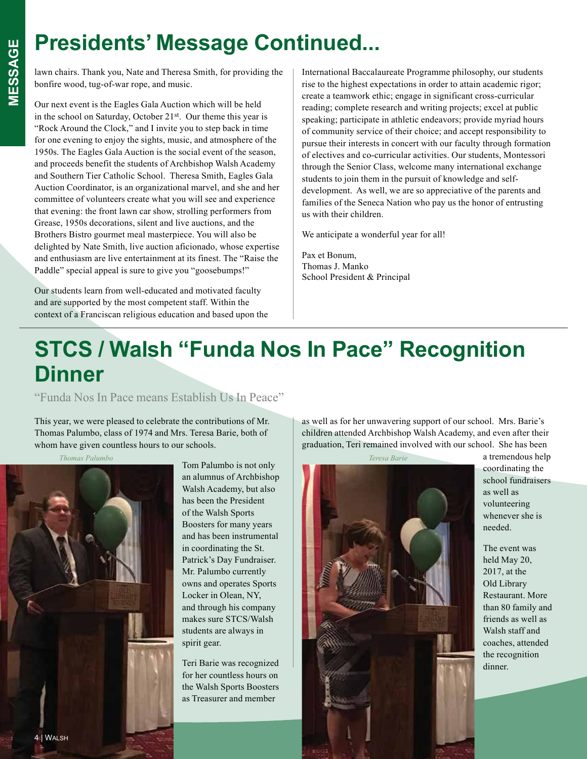# Presidents' Message Continued...

lawn chairs. Thank you, Nate and Theresa Smith, for providing the bonfire wood, tug-of-war rope, and music.

Our next event is the Eagles Gala Auction which will be held in the school on Saturday, October 21st. Our theme this year is "Rock Around the Clock," and I invite you to step back in time for one evening to enjoy the sights, music, and atmosphere of the 1950s. The Eagles Gala Auction is the social event of the season, and proceeds benefit the students of Archbishop Walsh Academy and Southern Tier Catholic School. Theresa Smith, Eagles Gala Auction Coordinator, is an organizational marvel, and she and her committee of volunteers create what you will see and experience that evening: the front lawn car show, strolling performers from Grease, 1950s decorations, silent and live auctions, and the Brothers Bistro gourmet meal masterpiece. You will also be delighted by Nate Smith, live auction aficionado, whose expertise and enthusiasm are live entertainment at its finest. The "Raise the Paddle" special appeal is sure to give you "goosebumps!"

Our students learn from well-educated and motivated faculty and are supported by the most competent staff. Within the context of a Franciscan religious education and based upon the International Baccalaureate Programme philosophy, our students rise to the highest expectations in order to attain academic rigor; create a teamwork ethic; engage in significant cross-curricular reading; complete research and writing projects; excel at public speaking; participate in athletic endeavors; provide myriad hours of community service of their choice; and accept responsibility to pursue their interests in concert with our faculty through formation of electives and co-curricular activities. Our students, Montessori through the Senior Class, welcome many international exchange students to join them in the pursuit of knowledge and self-development. As well, we are so appreciative of the parents and families of the Seneca Nation who pay us the honor of entrusting us with their children.

We anticipate a wonderful year for all!

Pax et Bonum,
Thomas J. Manko
School President & Principal

# STCS / Walsh "Funda Nos In Pace" Recognition Dinner

"Funda Nos In Pace means Establish Us In Peace"

This year, we were pleased to celebrate the contributions of Mr. Thomas Palumbo, class of 1974 and Mrs. Teresa Barie, both of whom have given countless hours to our schools.

*Thomas Palumbo*

Tom Palumbo is not only an alumnus of Archbishop Walsh Academy, but also has been the President of the Walsh Sports Boosters for many years and has been instrumental in coordinating the St. Patrick's Day Fundraiser. Mr. Palumbo currently owns and operates Sports Locker in Olean, NY, and through his company makes sure STCS/Walsh students are always in spirit gear.

Teri Barie was recognized for her countless hours on the Walsh Sports Boosters as Treasurer and member as well as for her unwavering support of our school. Mrs. Barie's children attended Archbishop Walsh Academy, and even after their graduation, Teri remained involved with our school. She has been a tremendous help coordinating the school fundraisers as well as volunteering whenever she is needed.

*Teresa Barie*

The event was held May 20, 2017, at the Old Library Restaurant. More than 80 family and friends as well as Walsh staff and coaches, attended the recognition dinner.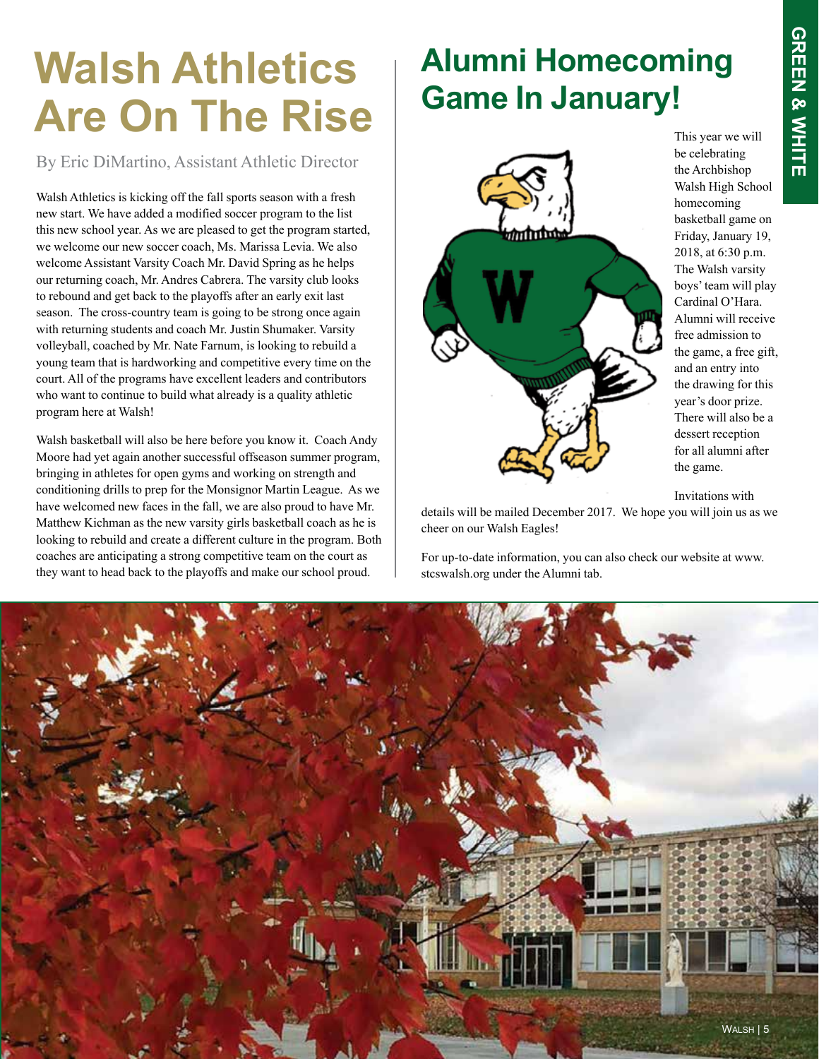# Walsh Athletics Are On The Rise

By Eric DiMartino, Assistant Athletic Director

Walsh Athletics is kicking off the fall sports season with a fresh new start. We have added a modified soccer program to the list this new school year. As we are pleased to get the program started, we welcome our new soccer coach, Ms. Marissa Levia. We also welcome Assistant Varsity Coach Mr. David Spring as he helps our returning coach, Mr. Andres Cabrera. The varsity club looks to rebound and get back to the playoffs after an early exit last season. The cross-country team is going to be strong once again with returning students and coach Mr. Justin Shumaker. Varsity volleyball, coached by Mr. Nate Farnum, is looking to rebuild a young team that is hardworking and competitive every time on the court. All of the programs have excellent leaders and contributors who want to continue to build what already is a quality athletic program here at Walsh!

Walsh basketball will also be here before you know it. Coach Andy Moore had yet again another successful offseason summer program, bringing in athletes for open gyms and working on strength and conditioning drills to prep for the Monsignor Martin League. As we have welcomed new faces in the fall, we are also proud to have Mr. Matthew Kichman as the new varsity girls basketball coach as he is looking to rebuild and create a different culture in the program. Both coaches are anticipating a strong competitive team on the court as they want to head back to the playoffs and make our school proud.

# Alumni Homecoming Game In January!

This year we will be celebrating the Archbishop Walsh High School homecoming basketball game on Friday, January 19, 2018, at 6:30 p.m. The Walsh varsity boys' team will play Cardinal O'Hara. Alumni will receive free admission to the game, a free gift, and an entry into the drawing for this year's door prize. There will also be a dessert reception for all alumni after the game.

Invitations with details will be mailed December 2017. We hope you will join us as we cheer on our Walsh Eagles!

For up-to-date information, you can also check our website at www.stcswalsh.org under the Alumni tab.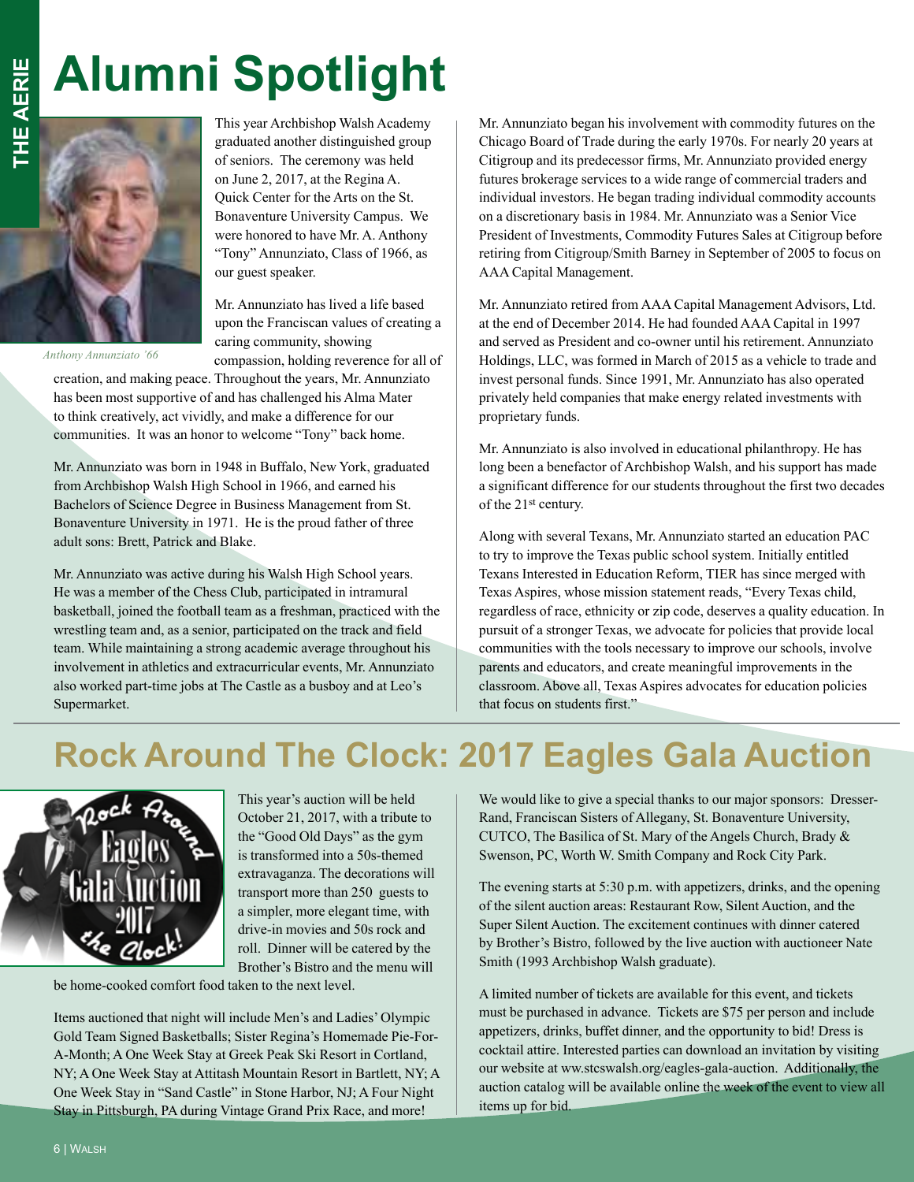# Alumni Spotlight

*Anthony Annunziato '66*

This year Archbishop Walsh Academy graduated another distinguished group of seniors. The ceremony was held on June 2, 2017, at the Regina A. Quick Center for the Arts on the St. Bonaventure University Campus. We were honored to have Mr. A. Anthony "Tony" Annunziato, Class of 1966, as our guest speaker.

Mr. Annunziato has lived a life based upon the Franciscan values of creating a caring community, showing compassion, holding reverence for all of creation, and making peace. Throughout the years, Mr. Annunziato has been most supportive of and has challenged his Alma Mater to think creatively, act vividly, and make a difference for our communities. It was an honor to welcome "Tony" back home.

Mr. Annunziato was born in 1948 in Buffalo, New York, graduated from Archbishop Walsh High School in 1966, and earned his Bachelors of Science Degree in Business Management from St. Bonaventure University in 1971. He is the proud father of three adult sons: Brett, Patrick and Blake.

Mr. Annunziato was active during his Walsh High School years. He was a member of the Chess Club, participated in intramural basketball, joined the football team as a freshman, practiced with the wrestling team and, as a senior, participated on the track and field team. While maintaining a strong academic average throughout his involvement in athletics and extracurricular events, Mr. Annunziato also worked part-time jobs at The Castle as a busboy and at Leo's Supermarket.

Mr. Annunziato began his involvement with commodity futures on the Chicago Board of Trade during the early 1970s. For nearly 20 years at Citigroup and its predecessor firms, Mr. Annunziato provided energy futures brokerage services to a wide range of commercial traders and individual investors. He began trading individual commodity accounts on a discretionary basis in 1984. Mr. Annunziato was a Senior Vice President of Investments, Commodity Futures Sales at Citigroup before retiring from Citigroup/Smith Barney in September of 2005 to focus on AAA Capital Management.

Mr. Annunziato retired from AAA Capital Management Advisors, Ltd. at the end of December 2014. He had founded AAA Capital in 1997 and served as President and co-owner until his retirement. Annunziato Holdings, LLC, was formed in March of 2015 as a vehicle to trade and invest personal funds. Since 1991, Mr. Annunziato has also operated privately held companies that make energy related investments with proprietary funds.

Mr. Annunziato is also involved in educational philanthropy. He has long been a benefactor of Archbishop Walsh, and his support has made a significant difference for our students throughout the first two decades of the 21st century.

Along with several Texans, Mr. Annunziato started an education PAC to try to improve the Texas public school system. Initially entitled Texans Interested in Education Reform, TIER has since merged with Texas Aspires, whose mission statement reads, "Every Texas child, regardless of race, ethnicity or zip code, deserves a quality education. In pursuit of a stronger Texas, we advocate for policies that provide local communities with the tools necessary to improve our schools, involve parents and educators, and create meaningful improvements in the classroom. Above all, Texas Aspires advocates for education policies that focus on students first."

# Rock Around The Clock: 2017 Eagles Gala Auction

This year's auction will be held October 21, 2017, with a tribute to the "Good Old Days" as the gym is transformed into a 50s-themed extravaganza. The decorations will transport more than 250 guests to a simpler, more elegant time, with drive-in movies and 50s rock and roll. Dinner will be catered by the Brother's Bistro and the menu will be home-cooked comfort food taken to the next level.

Items auctioned that night will include Men's and Ladies' Olympic Gold Team Signed Basketballs; Sister Regina's Homemade Pie-For-A-Month; A One Week Stay at Greek Peak Ski Resort in Cortland, NY; A One Week Stay at Attitash Mountain Resort in Bartlett, NY; A One Week Stay in "Sand Castle" in Stone Harbor, NJ; A Four Night Stay in Pittsburgh, PA during Vintage Grand Prix Race, and more!

We would like to give a special thanks to our major sponsors: Dresser-Rand, Franciscan Sisters of Allegany, St. Bonaventure University, CUTCO, The Basilica of St. Mary of the Angels Church, Brady & Swenson, PC, Worth W. Smith Company and Rock City Park.

The evening starts at 5:30 p.m. with appetizers, drinks, and the opening of the silent auction areas: Restaurant Row, Silent Auction, and the Super Silent Auction. The excitement continues with dinner catered by Brother's Bistro, followed by the live auction with auctioneer Nate Smith (1993 Archbishop Walsh graduate).

A limited number of tickets are available for this event, and tickets must be purchased in advance. Tickets are $75 per person and include appetizers, drinks, buffet dinner, and the opportunity to bid! Dress is cocktail attire. Interested parties can download an invitation by visiting our website at ww.stcswalsh.org/eagles-gala-auction. Additionally, the auction catalog will be available online the week of the event to view all items up for bid.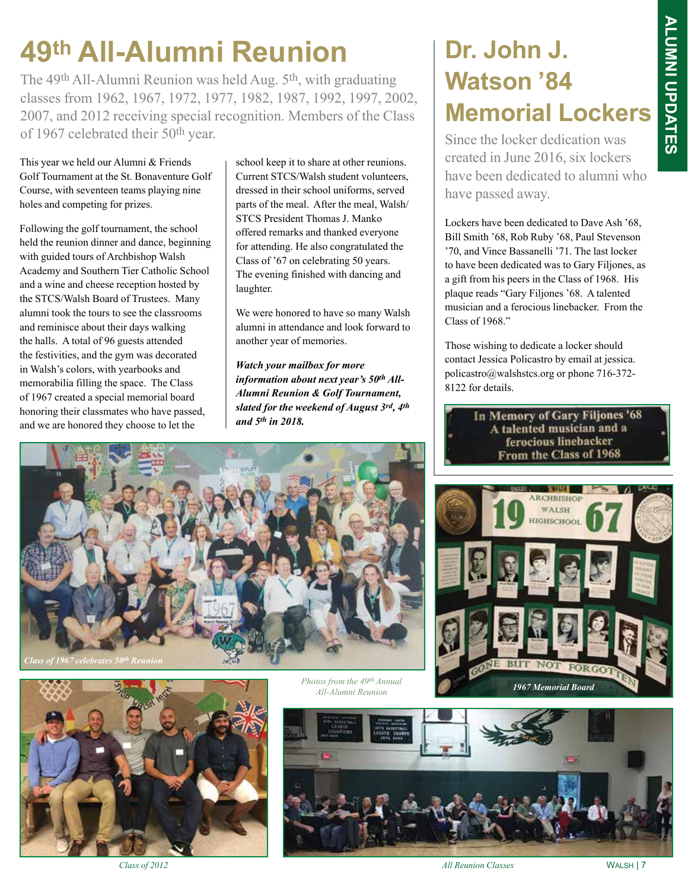# 49th All-Alumni Reunion

The 49th All-Alumni Reunion was held Aug. 5th, with graduating classes from 1962, 1967, 1972, 1977, 1982, 1987, 1992, 1997, 2002, 2007, and 2012 receiving special recognition. Members of the Class of 1967 celebrated their 50th year.

This year we held our Alumni & Friends Golf Tournament at the St. Bonaventure Golf Course, with seventeen teams playing nine holes and competing for prizes.

Following the golf tournament, the school held the reunion dinner and dance, beginning with guided tours of Archbishop Walsh Academy and Southern Tier Catholic School and a wine and cheese reception hosted by the STCS/Walsh Board of Trustees. Many alumni took the tours to see the classrooms and reminisce about their days walking the halls. A total of 96 guests attended the festivities, and the gym was decorated in Walsh's colors, with yearbooks and memorabilia filling the space. The Class of 1967 created a special memorial board honoring their classmates who have passed, and we are honored they choose to let the school keep it to share at other reunions. Current STCS/Walsh student volunteers, dressed in their school uniforms, served parts of the meal. After the meal, Walsh/STCS President Thomas J. Manko offered remarks and thanked everyone for attending. He also congratulated the Class of '67 on celebrating 50 years. The evening finished with dancing and laughter.

We were honored to have so many Walsh alumni in attendance and look forward to another year of memories.

***Watch your mailbox for more information about next year's 50th All-Alumni Reunion & Golf Tournament, slated for the weekend of August 3rd, 4th and 5th in 2018.***

*Class of 1967 celebrates 50th Reunion*

*Photos from the 49th Annual All-Alumni Reunion*

*Class of 2012*

*All Reunion Classes*

# Dr. John J. Watson '84 Memorial Lockers

Since the locker dedication was created in June 2016, six lockers have been dedicated to alumni who have passed away.

Lockers have been dedicated to Dave Ash '68, Bill Smith '68, Rob Ruby '68, Paul Stevenson '70, and Vince Bassanelli '71. The last locker to have been dedicated was to Gary Filjones, as a gift from his peers in the Class of 1968. His plaque reads "Gary Filjones '68. A talented musician and a ferocious linebacker. From the Class of 1968."

Those wishing to dedicate a locker should contact Jessica Policastro by email at jessica.policastro@walshstcs.org or phone 716-372-8122 for details.

In Memory of Gary Filjones '68
A talented musician and a ferocious linebacker
From the Class of 1968

*1967 Memorial Board*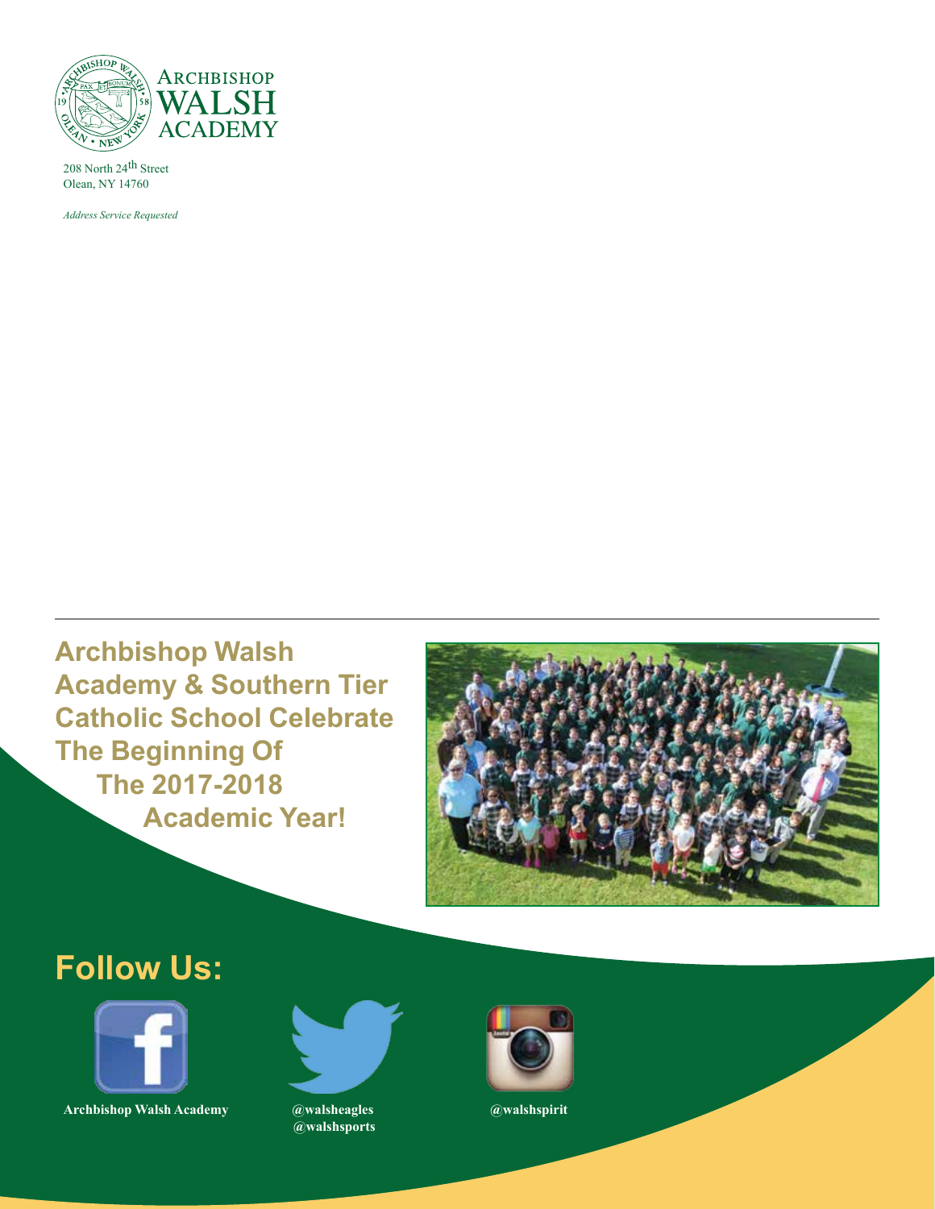Archbishop Walsh Academy

208 North 24th Street
Olean, NY 14760

*Address Service Requested*

## Archbishop Walsh Academy & Southern Tier Catholic School Celebrate The Beginning Of The 2017-2018 Academic Year!

## Follow Us:

**Archbishop Walsh Academy**

**@walsheagles**
**@walshsports**

**@walshspirit**